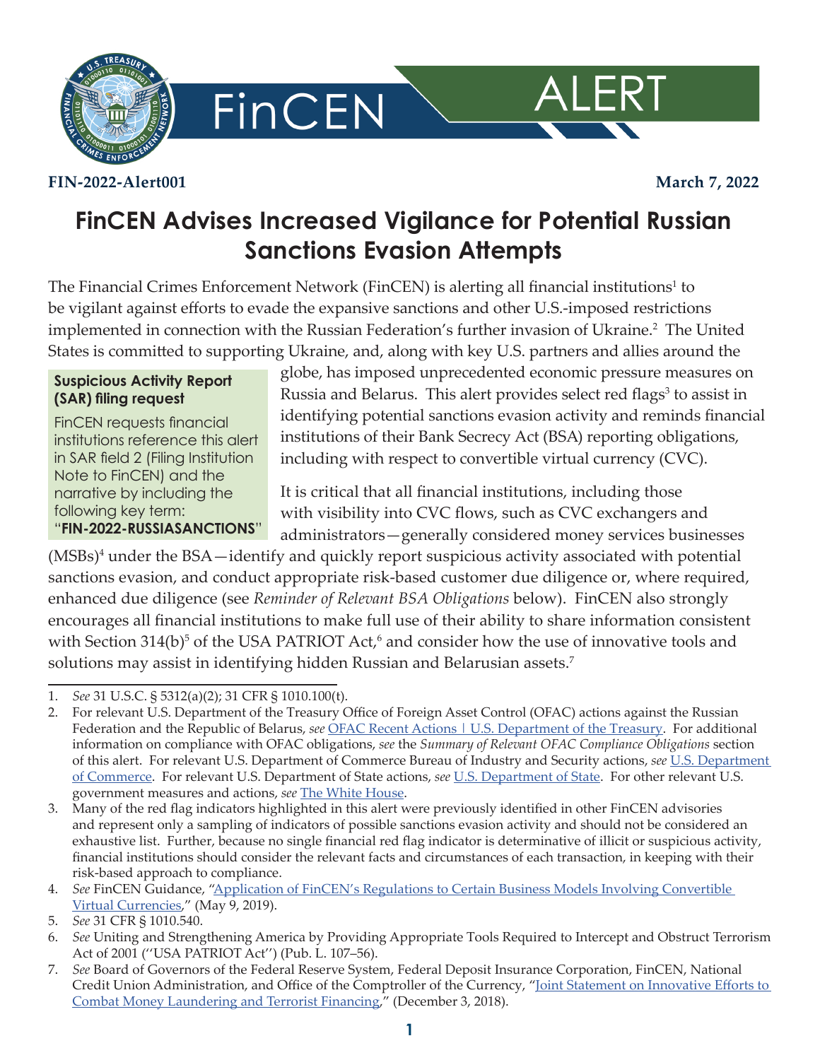FinCEN ALERT

**FIN-2022-Alert001** **March 7, 2022**

# FinCEN Advises Increased Vigilance for Potential Russian Sanctions Evasion Attempts

The Financial Crimes Enforcement Network (FinCEN) is alerting all financial institutions[1] to be vigilant against efforts to evade the expansive sanctions and other U.S.-imposed restrictions implemented in connection with the Russian Federation's further invasion of Ukraine.[2] The United States is committed to supporting Ukraine, and, along with key U.S. partners and allies around the globe, has imposed unprecedented economic pressure measures on Russia and Belarus. This alert provides select red flags[3] to assist in identifying potential sanctions evasion activity and reminds financial institutions of their Bank Secrecy Act (BSA) reporting obligations, including with respect to convertible virtual currency (CVC).

> **Suspicious Activity Report (SAR) filing request**
>
> FinCEN requests financial institutions reference this alert in SAR field 2 (Filing Institution Note to FinCEN) and the narrative by including the following key term: "**FIN-2022-RUSSIASANCTIONS**"

It is critical that all financial institutions, including those with visibility into CVC flows, such as CVC exchangers and administrators—generally considered money services businesses (MSBs)[4] under the BSA—identify and quickly report suspicious activity associated with potential sanctions evasion, and conduct appropriate risk-based customer due diligence or, where required, enhanced due diligence (see *Reminder of Relevant BSA Obligations* below). FinCEN also strongly encourages all financial institutions to make full use of their ability to share information consistent with Section 314(b)[5] of the USA PATRIOT Act,[6] and consider how the use of innovative tools and solutions may assist in identifying hidden Russian and Belarusian assets.[7]

---

1. *See* 31 U.S.C. § 5312(a)(2); 31 CFR § 1010.100(t).
2. For relevant U.S. Department of the Treasury Office of Foreign Asset Control (OFAC) actions against the Russian Federation and the Republic of Belarus, *see* OFAC Recent Actions | U.S. Department of the Treasury. For additional information on compliance with OFAC obligations, *see* the *Summary of Relevant OFAC Compliance Obligations* section of this alert. For relevant U.S. Department of Commerce Bureau of Industry and Security actions, *see* U.S. Department of Commerce. For relevant U.S. Department of State actions, *see* U.S. Department of State. For other relevant U.S. government measures and actions, *see* The White House.
3. Many of the red flag indicators highlighted in this alert were previously identified in other FinCEN advisories and represent only a sampling of indicators of possible sanctions evasion activity and should not be considered an exhaustive list. Further, because no single financial red flag indicator is determinative of illicit or suspicious activity, financial institutions should consider the relevant facts and circumstances of each transaction, in keeping with their risk-based approach to compliance.
4. *See* FinCEN Guidance, "Application of FinCEN's Regulations to Certain Business Models Involving Convertible Virtual Currencies," (May 9, 2019).
5. *See* 31 CFR § 1010.540.
6. *See* Uniting and Strengthening America by Providing Appropriate Tools Required to Intercept and Obstruct Terrorism Act of 2001 ("USA PATRIOT Act") (Pub. L. 107–56).
7. *See* Board of Governors of the Federal Reserve System, Federal Deposit Insurance Corporation, FinCEN, National Credit Union Administration, and Office of the Comptroller of the Currency, "Joint Statement on Innovative Efforts to Combat Money Laundering and Terrorist Financing," (December 3, 2018).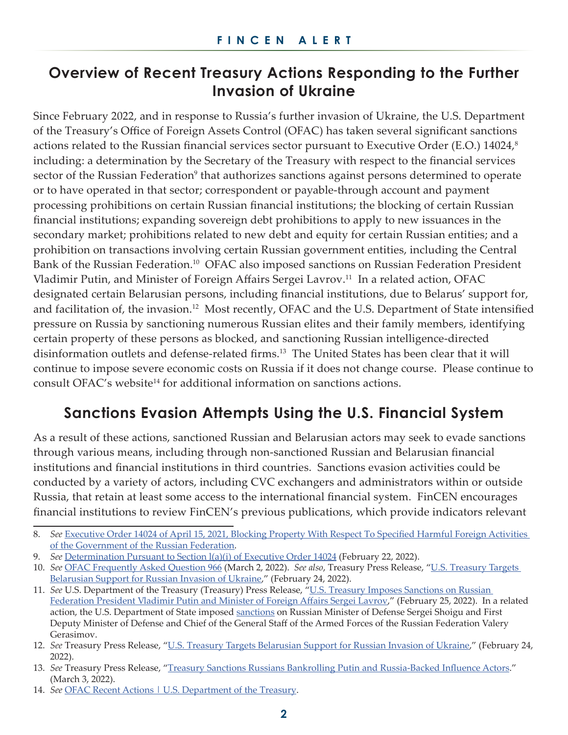## Overview of Recent Treasury Actions Responding to the Further Invasion of Ukraine

Since February 2022, and in response to Russia's further invasion of Ukraine, the U.S. Department of the Treasury's Office of Foreign Assets Control (OFAC) has taken several significant sanctions actions related to the Russian financial services sector pursuant to Executive Order (E.O.) 14024,[8] including: a determination by the Secretary of the Treasury with respect to the financial services sector of the Russian Federation[9] that authorizes sanctions against persons determined to operate or to have operated in that sector; correspondent or payable-through account and payment processing prohibitions on certain Russian financial institutions; the blocking of certain Russian financial institutions; expanding sovereign debt prohibitions to apply to new issuances in the secondary market; prohibitions related to new debt and equity for certain Russian entities; and a prohibition on transactions involving certain Russian government entities, including the Central Bank of the Russian Federation.[10] OFAC also imposed sanctions on Russian Federation President Vladimir Putin, and Minister of Foreign Affairs Sergei Lavrov.[11] In a related action, OFAC designated certain Belarusian persons, including financial institutions, due to Belarus' support for, and facilitation of, the invasion.[12] Most recently, OFAC and the U.S. Department of State intensified pressure on Russia by sanctioning numerous Russian elites and their family members, identifying certain property of these persons as blocked, and sanctioning Russian intelligence-directed disinformation outlets and defense-related firms.[13] The United States has been clear that it will continue to impose severe economic costs on Russia if it does not change course. Please continue to consult OFAC's website[14] for additional information on sanctions actions.

## Sanctions Evasion Attempts Using the U.S. Financial System

As a result of these actions, sanctioned Russian and Belarusian actors may seek to evade sanctions through various means, including through non-sanctioned Russian and Belarusian financial institutions and financial institutions in third countries. Sanctions evasion activities could be conducted by a variety of actors, including CVC exchangers and administrators within or outside Russia, that retain at least some access to the international financial system. FinCEN encourages financial institutions to review FinCEN's previous publications, which provide indicators relevant

---

8. *See* Executive Order 14024 of April 15, 2021, Blocking Property With Respect To Specified Harmful Foreign Activities of the Government of the Russian Federation.
9. *See* Determination Pursuant to Section l(a)(i) of Executive Order 14024 (February 22, 2022).
10. *See* OFAC Frequently Asked Question 966 (March 2, 2022). *See also*, Treasury Press Release, "U.S. Treasury Targets Belarusian Support for Russian Invasion of Ukraine," (February 24, 2022).
11. *See* U.S. Department of the Treasury (Treasury) Press Release, "U.S. Treasury Imposes Sanctions on Russian Federation President Vladimir Putin and Minister of Foreign Affairs Sergei Lavrov," (February 25, 2022). In a related action, the U.S. Department of State imposed sanctions on Russian Minister of Defense Sergei Shoigu and First Deputy Minister of Defense and Chief of the General Staff of the Armed Forces of the Russian Federation Valery Gerasimov.
12. *See* Treasury Press Release, "U.S. Treasury Targets Belarusian Support for Russian Invasion of Ukraine," (February 24, 2022).
13. *See* Treasury Press Release, "Treasury Sanctions Russians Bankrolling Putin and Russia-Backed Influence Actors." (March 3, 2022).
14. *See* OFAC Recent Actions | U.S. Department of the Treasury.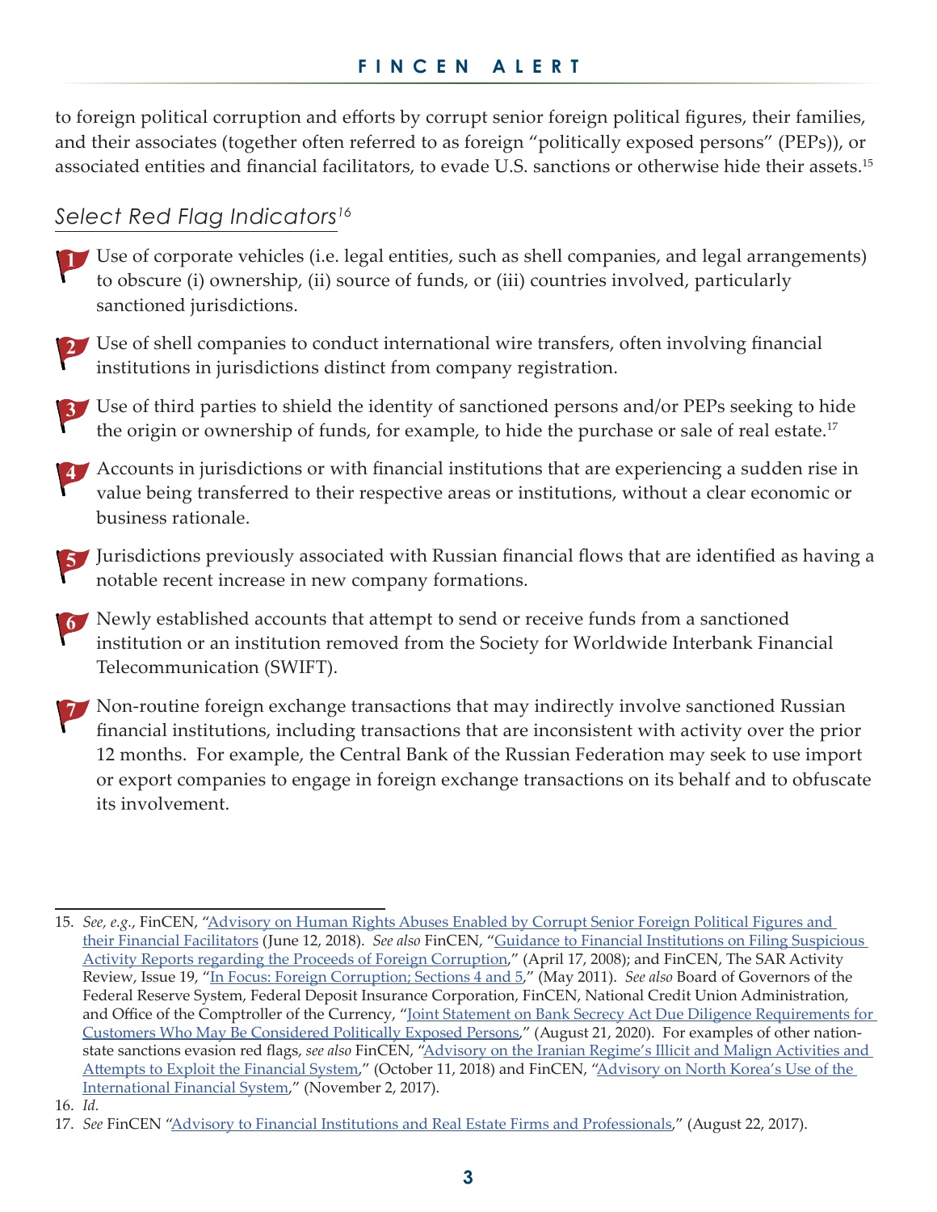to foreign political corruption and efforts by corrupt senior foreign political figures, their families, and their associates (together often referred to as foreign "politically exposed persons" (PEPs)), or associated entities and financial facilitators, to evade U.S. sanctions or otherwise hide their assets.[15]

## *Select Red Flag Indicators*[16]

1. Use of corporate vehicles (i.e. legal entities, such as shell companies, and legal arrangements) to obscure (i) ownership, (ii) source of funds, or (iii) countries involved, particularly sanctioned jurisdictions.

2. Use of shell companies to conduct international wire transfers, often involving financial institutions in jurisdictions distinct from company registration.

3. Use of third parties to shield the identity of sanctioned persons and/or PEPs seeking to hide the origin or ownership of funds, for example, to hide the purchase or sale of real estate.[17]

4. Accounts in jurisdictions or with financial institutions that are experiencing a sudden rise in value being transferred to their respective areas or institutions, without a clear economic or business rationale.

5. Jurisdictions previously associated with Russian financial flows that are identified as having a notable recent increase in new company formations.

6. Newly established accounts that attempt to send or receive funds from a sanctioned institution or an institution removed from the Society for Worldwide Interbank Financial Telecommunication (SWIFT).

7. Non-routine foreign exchange transactions that may indirectly involve sanctioned Russian financial institutions, including transactions that are inconsistent with activity over the prior 12 months. For example, the Central Bank of the Russian Federation may seek to use import or export companies to engage in foreign exchange transactions on its behalf and to obfuscate its involvement.

---

15. *See, e.g.*, FinCEN, "Advisory on Human Rights Abuses Enabled by Corrupt Senior Foreign Political Figures and their Financial Facilitators (June 12, 2018). *See also* FinCEN, "Guidance to Financial Institutions on Filing Suspicious Activity Reports regarding the Proceeds of Foreign Corruption," (April 17, 2008); and FinCEN, The SAR Activity Review, Issue 19, "In Focus: Foreign Corruption; Sections 4 and 5," (May 2011). *See also* Board of Governors of the Federal Reserve System, Federal Deposit Insurance Corporation, FinCEN, National Credit Union Administration, and Office of the Comptroller of the Currency, "Joint Statement on Bank Secrecy Act Due Diligence Requirements for Customers Who May Be Considered Politically Exposed Persons," (August 21, 2020). For examples of other nation-state sanctions evasion red flags, *see also* FinCEN, "Advisory on the Iranian Regime's Illicit and Malign Activities and Attempts to Exploit the Financial System," (October 11, 2018) and FinCEN, "Advisory on North Korea's Use of the International Financial System," (November 2, 2017).
16. *Id.*
17. *See* FinCEN "Advisory to Financial Institutions and Real Estate Firms and Professionals," (August 22, 2017).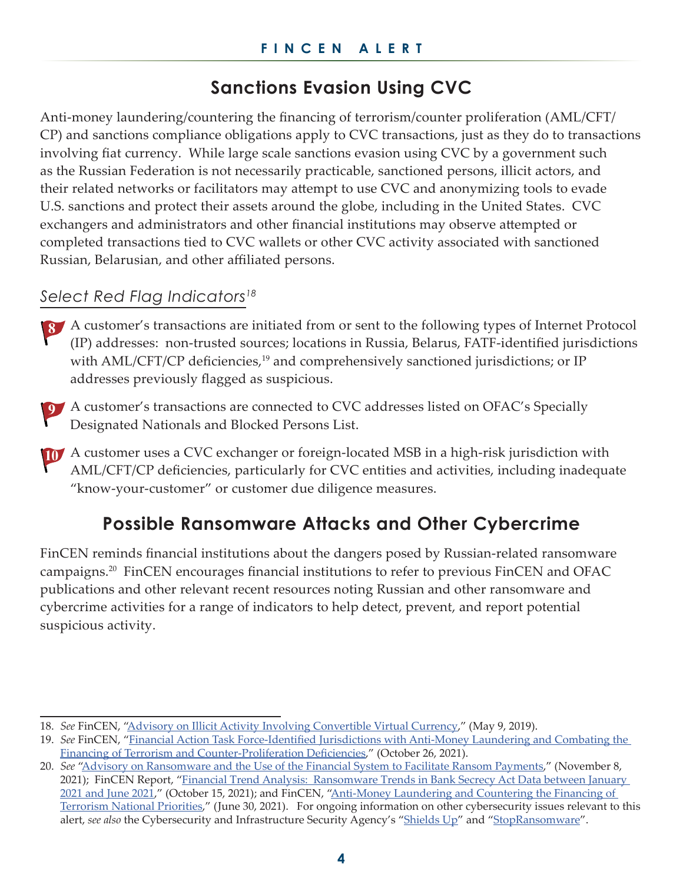## Sanctions Evasion Using CVC

Anti-money laundering/countering the financing of terrorism/counter proliferation (AML/CFT/CP) and sanctions compliance obligations apply to CVC transactions, just as they do to transactions involving fiat currency. While large scale sanctions evasion using CVC by a government such as the Russian Federation is not necessarily practicable, sanctioned persons, illicit actors, and their related networks or facilitators may attempt to use CVC and anonymizing tools to evade U.S. sanctions and protect their assets around the globe, including in the United States. CVC exchangers and administrators and other financial institutions may observe attempted or completed transactions tied to CVC wallets or other CVC activity associated with sanctioned Russian, Belarusian, and other affiliated persons.

### *Select Red Flag Indicators*[18]

8. A customer's transactions are initiated from or sent to the following types of Internet Protocol (IP) addresses: non-trusted sources; locations in Russia, Belarus, FATF-identified jurisdictions with AML/CFT/CP deficiencies,[19] and comprehensively sanctioned jurisdictions; or IP addresses previously flagged as suspicious.

9. A customer's transactions are connected to CVC addresses listed on OFAC's Specially Designated Nationals and Blocked Persons List.

10. A customer uses a CVC exchanger or foreign-located MSB in a high-risk jurisdiction with AML/CFT/CP deficiencies, particularly for CVC entities and activities, including inadequate "know-your-customer" or customer due diligence measures.

## Possible Ransomware Attacks and Other Cybercrime

FinCEN reminds financial institutions about the dangers posed by Russian-related ransomware campaigns.[20] FinCEN encourages financial institutions to refer to previous FinCEN and OFAC publications and other relevant recent resources noting Russian and other ransomware and cybercrime activities for a range of indicators to help detect, prevent, and report potential suspicious activity.

---

18. *See* FinCEN, "Advisory on Illicit Activity Involving Convertible Virtual Currency," (May 9, 2019).
19. *See* FinCEN, "Financial Action Task Force-Identified Jurisdictions with Anti-Money Laundering and Combating the Financing of Terrorism and Counter-Proliferation Deficiencies," (October 26, 2021).
20. *See* "Advisory on Ransomware and the Use of the Financial System to Facilitate Ransom Payments," (November 8, 2021); FinCEN Report, "Financial Trend Analysis: Ransomware Trends in Bank Secrecy Act Data between January 2021 and June 2021," (October 15, 2021); and FinCEN, "Anti-Money Laundering and Countering the Financing of Terrorism National Priorities," (June 30, 2021). For ongoing information on other cybersecurity issues relevant to this alert, *see also* the Cybersecurity and Infrastructure Security Agency's "Shields Up" and "StopRansomware".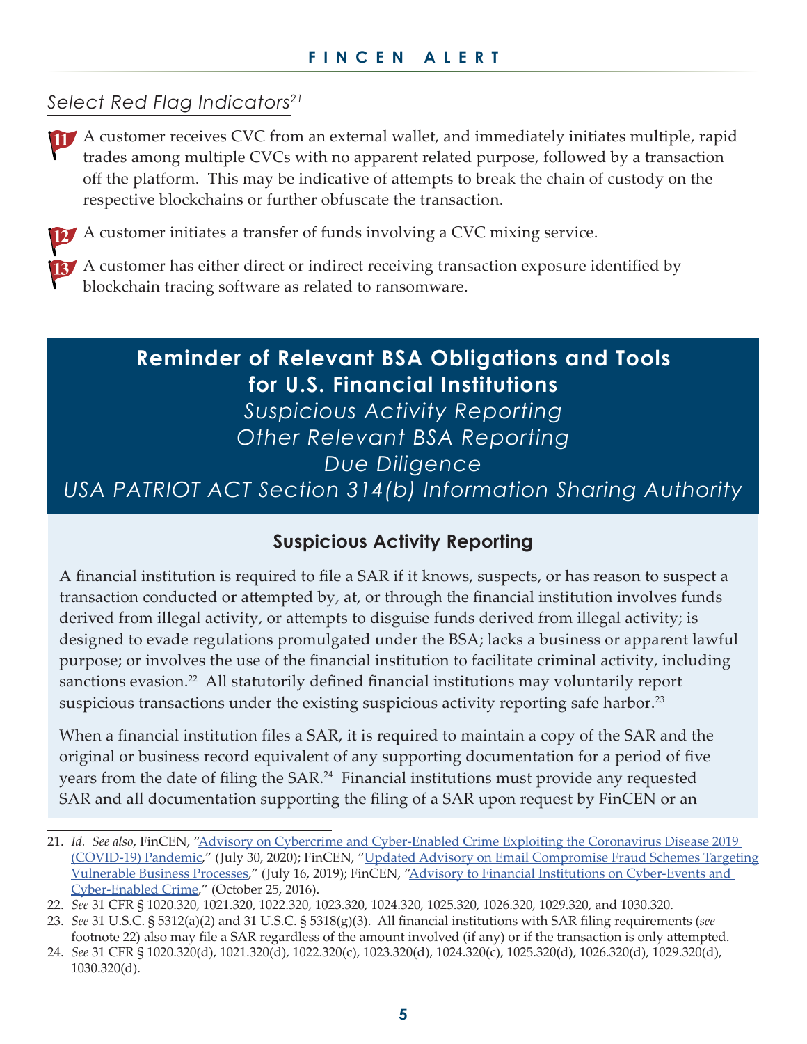## *Select Red Flag Indicators*[21]

11. A customer receives CVC from an external wallet, and immediately initiates multiple, rapid trades among multiple CVCs with no apparent related purpose, followed by a transaction off the platform. This may be indicative of attempts to break the chain of custody on the respective blockchains or further obfuscate the transaction.
12. A customer initiates a transfer of funds involving a CVC mixing service.
13. A customer has either direct or indirect receiving transaction exposure identified by blockchain tracing software as related to ransomware.

## Reminder of Relevant BSA Obligations and Tools for U.S. Financial Institutions

*Suspicious Activity Reporting*
*Other Relevant BSA Reporting*
*Due Diligence*
*USA PATRIOT ACT Section 314(b) Information Sharing Authority*

### Suspicious Activity Reporting

A financial institution is required to file a SAR if it knows, suspects, or has reason to suspect a transaction conducted or attempted by, at, or through the financial institution involves funds derived from illegal activity, or attempts to disguise funds derived from illegal activity; is designed to evade regulations promulgated under the BSA; lacks a business or apparent lawful purpose; or involves the use of the financial institution to facilitate criminal activity, including sanctions evasion.[22] All statutorily defined financial institutions may voluntarily report suspicious transactions under the existing suspicious activity reporting safe harbor.[23]

When a financial institution files a SAR, it is required to maintain a copy of the SAR and the original or business record equivalent of any supporting documentation for a period of five years from the date of filing the SAR.[24] Financial institutions must provide any requested SAR and all documentation supporting the filing of a SAR upon request by FinCEN or an

---

21. *Id. See also*, FinCEN, "Advisory on Cybercrime and Cyber-Enabled Crime Exploiting the Coronavirus Disease 2019 (COVID-19) Pandemic," (July 30, 2020); FinCEN, "Updated Advisory on Email Compromise Fraud Schemes Targeting Vulnerable Business Processes," (July 16, 2019); FinCEN, "Advisory to Financial Institutions on Cyber-Events and Cyber-Enabled Crime," (October 25, 2016).
22. *See* 31 CFR § 1020.320, 1021.320, 1022.320, 1023.320, 1024.320, 1025.320, 1026.320, 1029.320, and 1030.320.
23. *See* 31 U.S.C. § 5312(a)(2) and 31 U.S.C. § 5318(g)(3). All financial institutions with SAR filing requirements (*see* footnote 22) also may file a SAR regardless of the amount involved (if any) or if the transaction is only attempted.
24. *See* 31 CFR § 1020.320(d), 1021.320(d), 1022.320(c), 1023.320(d), 1024.320(c), 1025.320(d), 1026.320(d), 1029.320(d), 1030.320(d).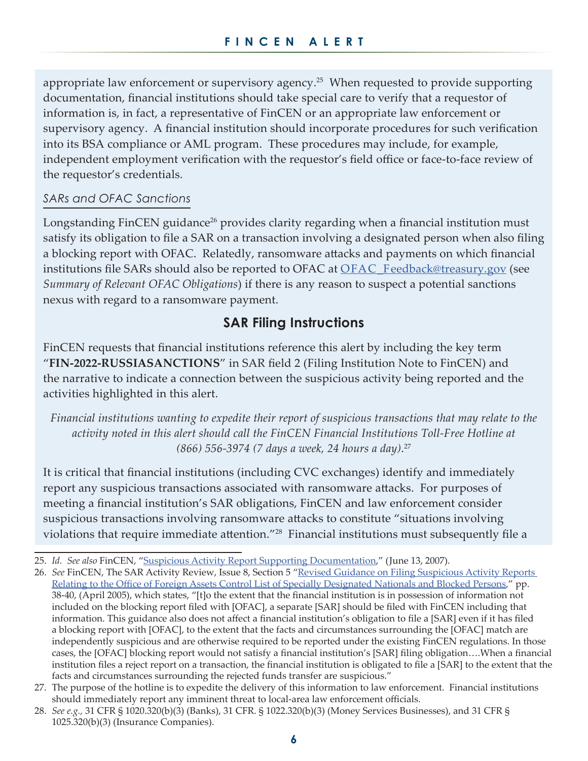appropriate law enforcement or supervisory agency.[25] When requested to provide supporting documentation, financial institutions should take special care to verify that a requestor of information is, in fact, a representative of FinCEN or an appropriate law enforcement or supervisory agency. A financial institution should incorporate procedures for such verification into its BSA compliance or AML program. These procedures may include, for example, independent employment verification with the requestor's field office or face-to-face review of the requestor's credentials.

### *SARs and OFAC Sanctions*

Longstanding FinCEN guidance[26] provides clarity regarding when a financial institution must satisfy its obligation to file a SAR on a transaction involving a designated person when also filing a blocking report with OFAC. Relatedly, ransomware attacks and payments on which financial institutions file SARs should also be reported to OFAC at OFAC_Feedback@treasury.gov (see *Summary of Relevant OFAC Obligations*) if there is any reason to suspect a potential sanctions nexus with regard to a ransomware payment.

## SAR Filing Instructions

FinCEN requests that financial institutions reference this alert by including the key term "**FIN-2022-RUSSIASANCTIONS**" in SAR field 2 (Filing Institution Note to FinCEN) and the narrative to indicate a connection between the suspicious activity being reported and the activities highlighted in this alert.

*Financial institutions wanting to expedite their report of suspicious transactions that may relate to the activity noted in this alert should call the FinCEN Financial Institutions Toll-Free Hotline at (866) 556-3974 (7 days a week, 24 hours a day).*[27]

It is critical that financial institutions (including CVC exchanges) identify and immediately report any suspicious transactions associated with ransomware attacks. For purposes of meeting a financial institution's SAR obligations, FinCEN and law enforcement consider suspicious transactions involving ransomware attacks to constitute "situations involving violations that require immediate attention."[28] Financial institutions must subsequently file a

---

25. *Id. See also* FinCEN, "Suspicious Activity Report Supporting Documentation," (June 13, 2007).
26. *See* FinCEN, The SAR Activity Review, Issue 8, Section 5 "Revised Guidance on Filing Suspicious Activity Reports Relating to the Office of Foreign Assets Control List of Specially Designated Nationals and Blocked Persons," pp. 38-40, (April 2005), which states, "[t]o the extent that the financial institution is in possession of information not included on the blocking report filed with [OFAC], a separate [SAR] should be filed with FinCEN including that information. This guidance also does not affect a financial institution's obligation to file a [SAR] even if it has filed a blocking report with [OFAC], to the extent that the facts and circumstances surrounding the [OFAC] match are independently suspicious and are otherwise required to be reported under the existing FinCEN regulations. In those cases, the [OFAC] blocking report would not satisfy a financial institution's [SAR] filing obligation….When a financial institution files a reject report on a transaction, the financial institution is obligated to file a [SAR] to the extent that the facts and circumstances surrounding the rejected funds transfer are suspicious."
27. The purpose of the hotline is to expedite the delivery of this information to law enforcement. Financial institutions should immediately report any imminent threat to local-area law enforcement officials.
28. *See e.g.,* 31 CFR § 1020.320(b)(3) (Banks), 31 CFR. § 1022.320(b)(3) (Money Services Businesses), and 31 CFR § 1025.320(b)(3) (Insurance Companies).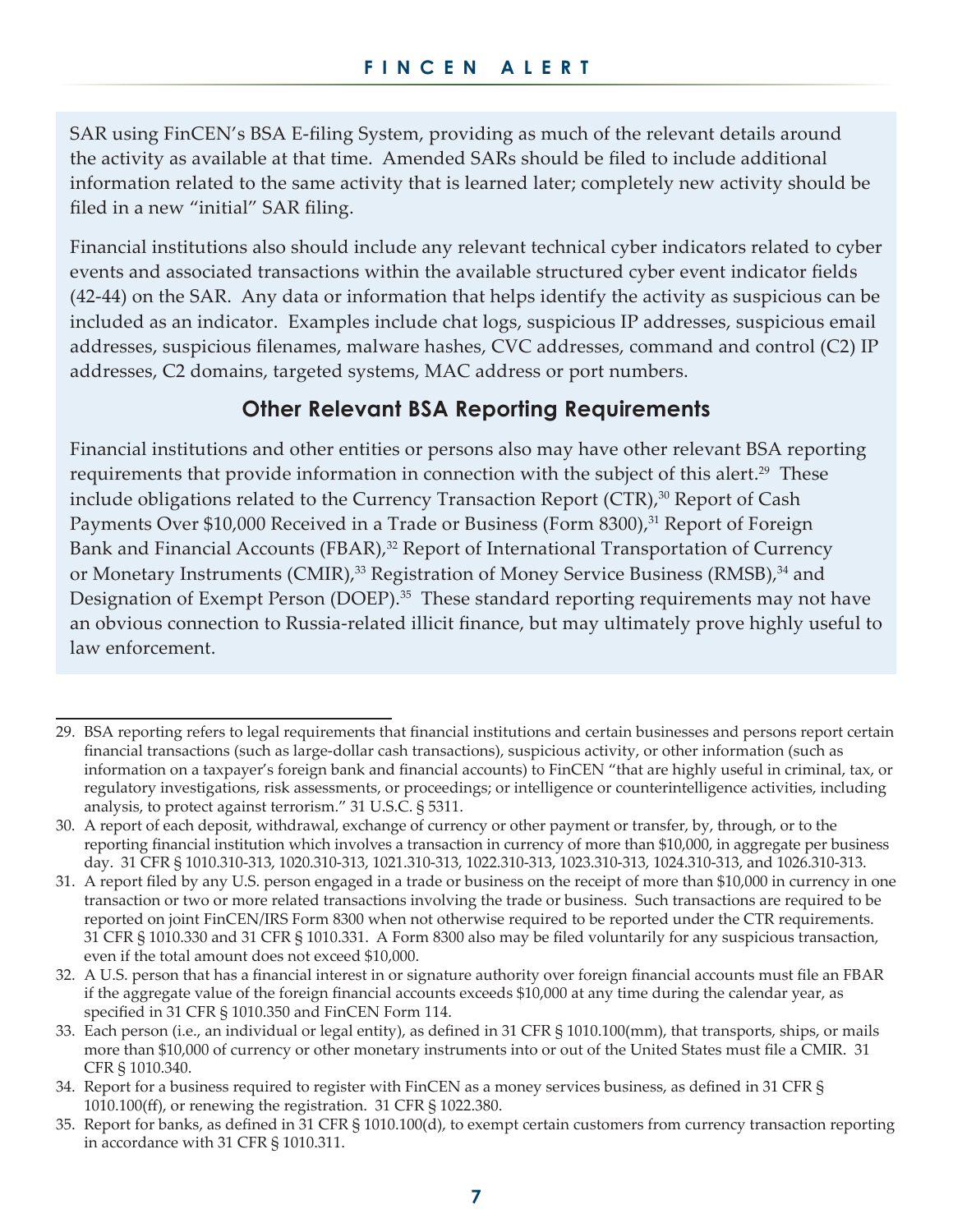SAR using FinCEN's BSA E-filing System, providing as much of the relevant details around the activity as available at that time. Amended SARs should be filed to include additional information related to the same activity that is learned later; completely new activity should be filed in a new "initial" SAR filing.

Financial institutions also should include any relevant technical cyber indicators related to cyber events and associated transactions within the available structured cyber event indicator fields (42-44) on the SAR. Any data or information that helps identify the activity as suspicious can be included as an indicator. Examples include chat logs, suspicious IP addresses, suspicious email addresses, suspicious filenames, malware hashes, CVC addresses, command and control (C2) IP addresses, C2 domains, targeted systems, MAC address or port numbers.

## Other Relevant BSA Reporting Requirements

Financial institutions and other entities or persons also may have other relevant BSA reporting requirements that provide information in connection with the subject of this alert.[29] These include obligations related to the Currency Transaction Report (CTR),[30] Report of Cash Payments Over $10,000 Received in a Trade or Business (Form 8300),[31] Report of Foreign Bank and Financial Accounts (FBAR),[32] Report of International Transportation of Currency or Monetary Instruments (CMIR),[33] Registration of Money Service Business (RMSB),[34] and Designation of Exempt Person (DOEP).[35] These standard reporting requirements may not have an obvious connection to Russia-related illicit finance, but may ultimately prove highly useful to law enforcement.

---

29. BSA reporting refers to legal requirements that financial institutions and certain businesses and persons report certain financial transactions (such as large-dollar cash transactions), suspicious activity, or other information (such as information on a taxpayer's foreign bank and financial accounts) to FinCEN "that are highly useful in criminal, tax, or regulatory investigations, risk assessments, or proceedings; or intelligence or counterintelligence activities, including analysis, to protect against terrorism." 31 U.S.C. § 5311.
30. A report of each deposit, withdrawal, exchange of currency or other payment or transfer, by, through, or to the reporting financial institution which involves a transaction in currency of more than $10,000, in aggregate per business day. 31 CFR § 1010.310-313, 1020.310-313, 1021.310-313, 1022.310-313, 1023.310-313, 1024.310-313, and 1026.310-313.
31. A report filed by any U.S. person engaged in a trade or business on the receipt of more than $10,000 in currency in one transaction or two or more related transactions involving the trade or business. Such transactions are required to be reported on joint FinCEN/IRS Form 8300 when not otherwise required to be reported under the CTR requirements. 31 CFR § 1010.330 and 31 CFR § 1010.331. A Form 8300 also may be filed voluntarily for any suspicious transaction, even if the total amount does not exceed $10,000.
32. A U.S. person that has a financial interest in or signature authority over foreign financial accounts must file an FBAR if the aggregate value of the foreign financial accounts exceeds $10,000 at any time during the calendar year, as specified in 31 CFR § 1010.350 and FinCEN Form 114.
33. Each person (i.e., an individual or legal entity), as defined in 31 CFR § 1010.100(mm), that transports, ships, or mails more than $10,000 of currency or other monetary instruments into or out of the United States must file a CMIR. 31 CFR § 1010.340.
34. Report for a business required to register with FinCEN as a money services business, as defined in 31 CFR § 1010.100(ff), or renewing the registration. 31 CFR § 1022.380.
35. Report for banks, as defined in 31 CFR § 1010.100(d), to exempt certain customers from currency transaction reporting in accordance with 31 CFR § 1010.311.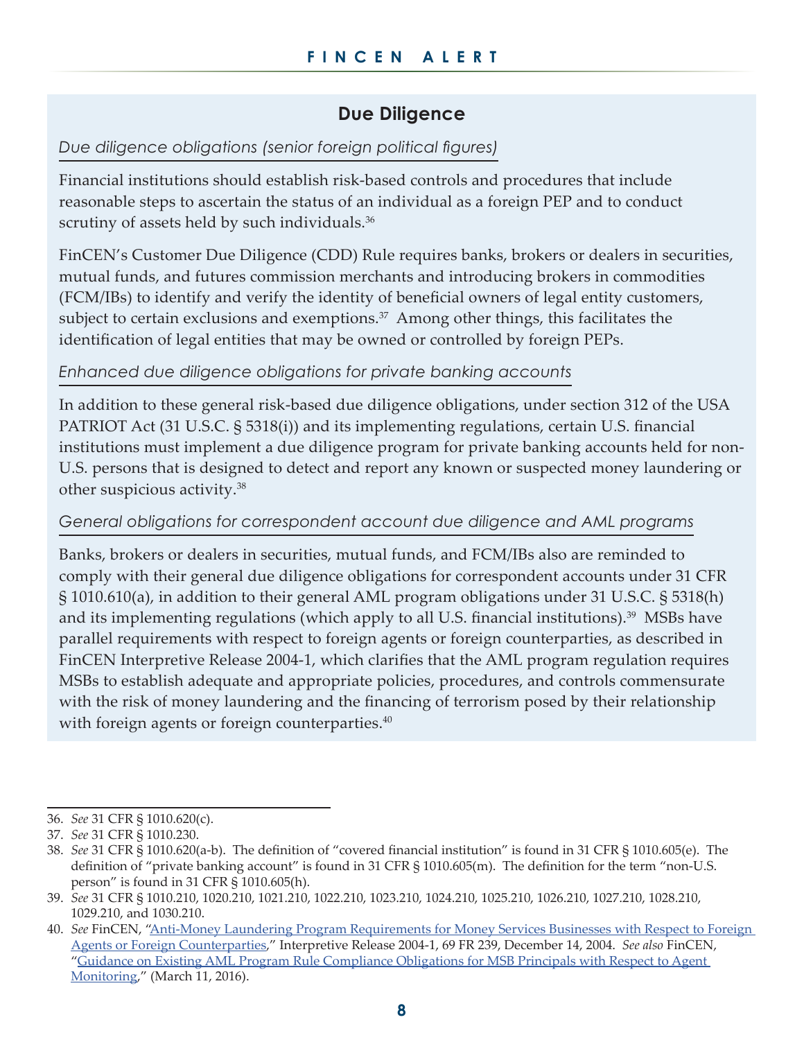## Due Diligence

*Due diligence obligations (senior foreign political figures)*

Financial institutions should establish risk-based controls and procedures that include reasonable steps to ascertain the status of an individual as a foreign PEP and to conduct scrutiny of assets held by such individuals.[36]

FinCEN's Customer Due Diligence (CDD) Rule requires banks, brokers or dealers in securities, mutual funds, and futures commission merchants and introducing brokers in commodities (FCM/IBs) to identify and verify the identity of beneficial owners of legal entity customers, subject to certain exclusions and exemptions.[37] Among other things, this facilitates the identification of legal entities that may be owned or controlled by foreign PEPs.

*Enhanced due diligence obligations for private banking accounts*

In addition to these general risk-based due diligence obligations, under section 312 of the USA PATRIOT Act (31 U.S.C. § 5318(i)) and its implementing regulations, certain U.S. financial institutions must implement a due diligence program for private banking accounts held for non-U.S. persons that is designed to detect and report any known or suspected money laundering or other suspicious activity.[38]

*General obligations for correspondent account due diligence and AML programs*

Banks, brokers or dealers in securities, mutual funds, and FCM/IBs also are reminded to comply with their general due diligence obligations for correspondent accounts under 31 CFR § 1010.610(a), in addition to their general AML program obligations under 31 U.S.C. § 5318(h) and its implementing regulations (which apply to all U.S. financial institutions).[39] MSBs have parallel requirements with respect to foreign agents or foreign counterparties, as described in FinCEN Interpretive Release 2004-1, which clarifies that the AML program regulation requires MSBs to establish adequate and appropriate policies, procedures, and controls commensurate with the risk of money laundering and the financing of terrorism posed by their relationship with foreign agents or foreign counterparties.[40]

---

36. *See* 31 CFR § 1010.620(c).
37. *See* 31 CFR § 1010.230.
38. *See* 31 CFR § 1010.620(a-b). The definition of "covered financial institution" is found in 31 CFR § 1010.605(e). The definition of "private banking account" is found in 31 CFR § 1010.605(m). The definition for the term "non-U.S. person" is found in 31 CFR § 1010.605(h).
39. *See* 31 CFR § 1010.210, 1020.210, 1021.210, 1022.210, 1023.210, 1024.210, 1025.210, 1026.210, 1027.210, 1028.210, 1029.210, and 1030.210.
40. *See* FinCEN, "Anti-Money Laundering Program Requirements for Money Services Businesses with Respect to Foreign Agents or Foreign Counterparties," Interpretive Release 2004-1, 69 FR 239, December 14, 2004. *See also* FinCEN, "Guidance on Existing AML Program Rule Compliance Obligations for MSB Principals with Respect to Agent Monitoring," (March 11, 2016).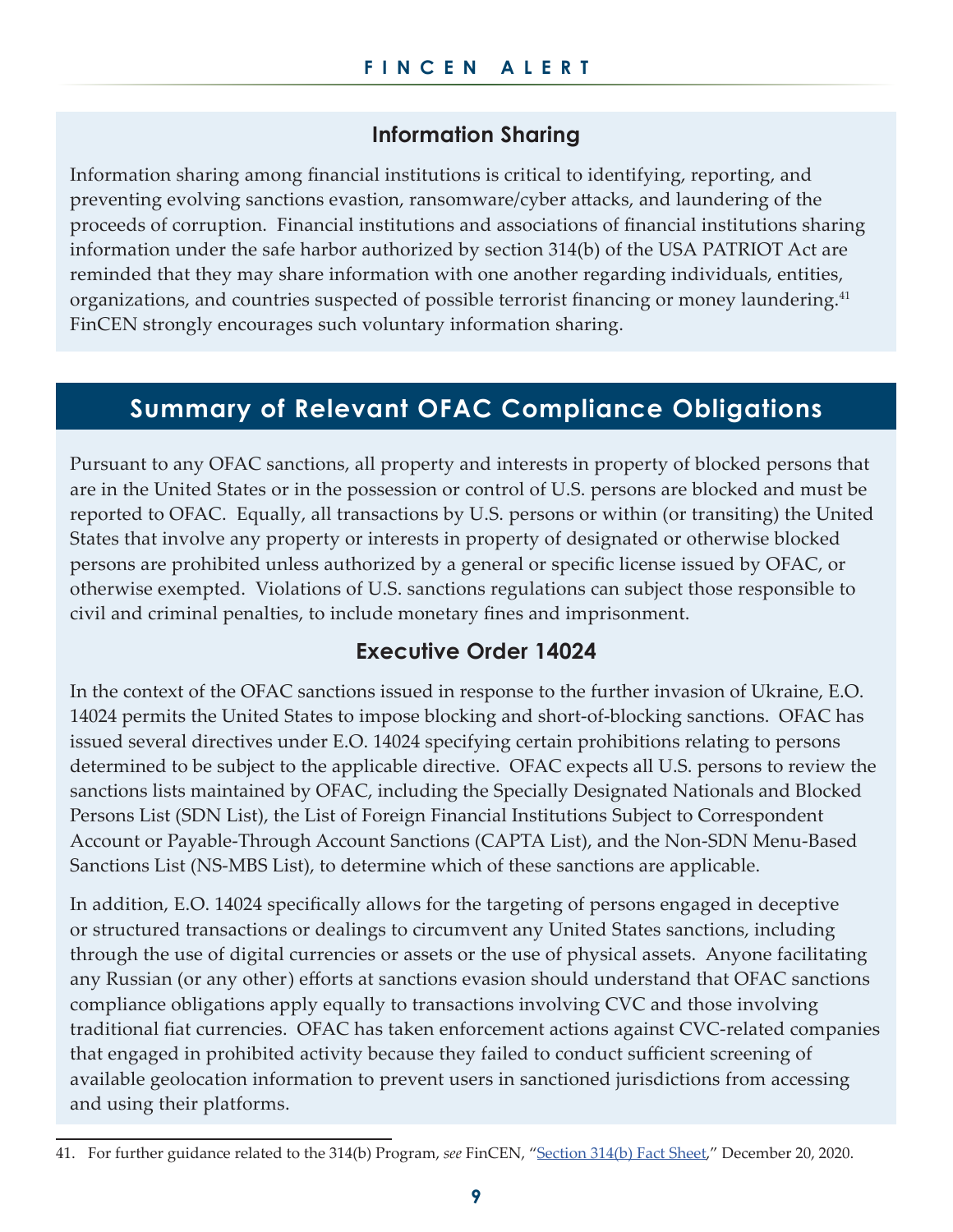## Information Sharing

Information sharing among financial institutions is critical to identifying, reporting, and preventing evolving sanctions evastion, ransomware/cyber attacks, and laundering of the proceeds of corruption. Financial institutions and associations of financial institutions sharing information under the safe harbor authorized by section 314(b) of the USA PATRIOT Act are reminded that they may share information with one another regarding individuals, entities, organizations, and countries suspected of possible terrorist financing or money laundering.[41] FinCEN strongly encourages such voluntary information sharing.

## Summary of Relevant OFAC Compliance Obligations

Pursuant to any OFAC sanctions, all property and interests in property of blocked persons that are in the United States or in the possession or control of U.S. persons are blocked and must be reported to OFAC. Equally, all transactions by U.S. persons or within (or transiting) the United States that involve any property or interests in property of designated or otherwise blocked persons are prohibited unless authorized by a general or specific license issued by OFAC, or otherwise exempted. Violations of U.S. sanctions regulations can subject those responsible to civil and criminal penalties, to include monetary fines and imprisonment.

### Executive Order 14024

In the context of the OFAC sanctions issued in response to the further invasion of Ukraine, E.O. 14024 permits the United States to impose blocking and short-of-blocking sanctions. OFAC has issued several directives under E.O. 14024 specifying certain prohibitions relating to persons determined to be subject to the applicable directive. OFAC expects all U.S. persons to review the sanctions lists maintained by OFAC, including the Specially Designated Nationals and Blocked Persons List (SDN List), the List of Foreign Financial Institutions Subject to Correspondent Account or Payable-Through Account Sanctions (CAPTA List), and the Non-SDN Menu-Based Sanctions List (NS-MBS List), to determine which of these sanctions are applicable.

In addition, E.O. 14024 specifically allows for the targeting of persons engaged in deceptive or structured transactions or dealings to circumvent any United States sanctions, including through the use of digital currencies or assets or the use of physical assets. Anyone facilitating any Russian (or any other) efforts at sanctions evasion should understand that OFAC sanctions compliance obligations apply equally to transactions involving CVC and those involving traditional fiat currencies. OFAC has taken enforcement actions against CVC-related companies that engaged in prohibited activity because they failed to conduct sufficient screening of available geolocation information to prevent users in sanctioned jurisdictions from accessing and using their platforms.

---

41. For further guidance related to the 314(b) Program, *see* FinCEN, "Section 314(b) Fact Sheet," December 20, 2020.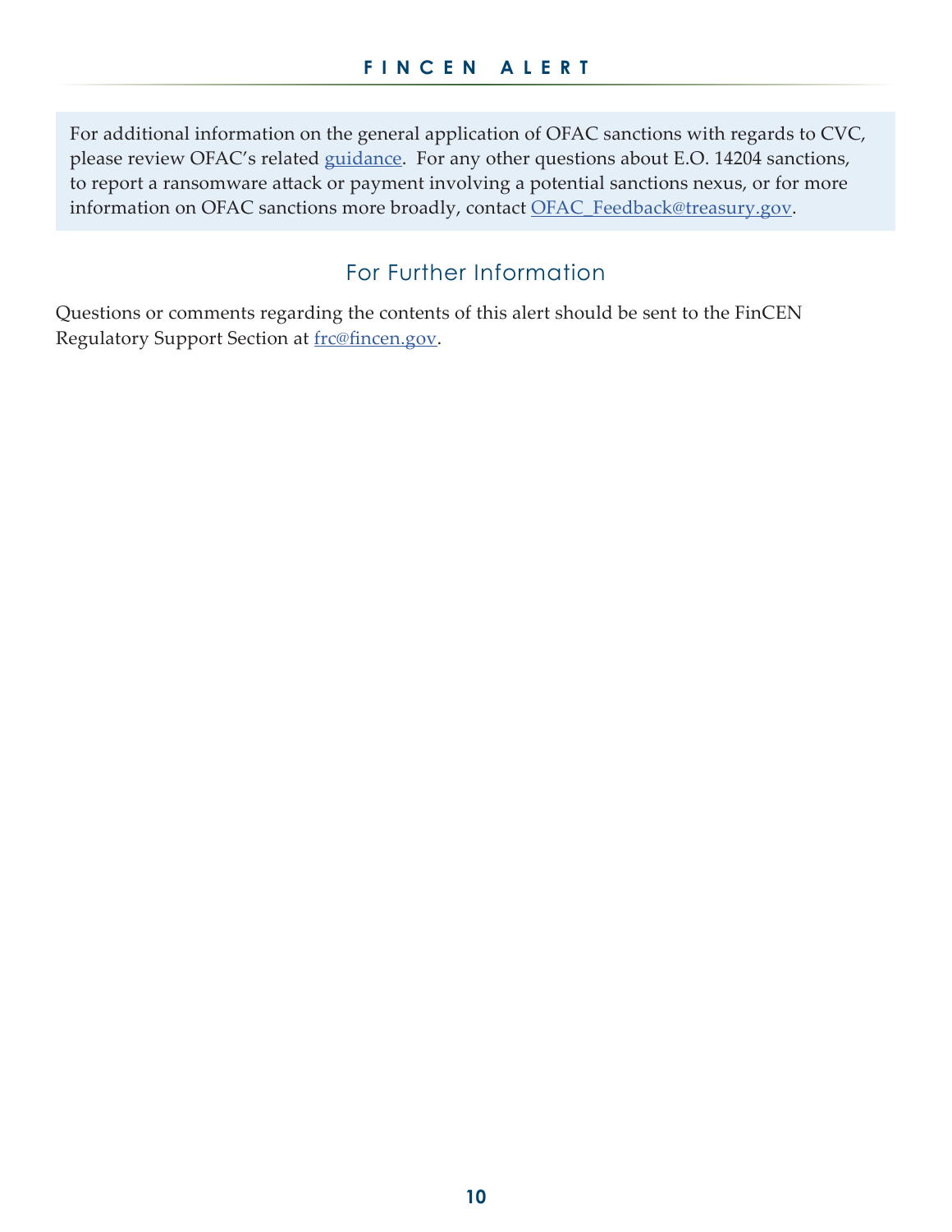For additional information on the general application of OFAC sanctions with regards to CVC, please review OFAC's related guidance. For any other questions about E.O. 14204 sanctions, to report a ransomware attack or payment involving a potential sanctions nexus, or for more information on OFAC sanctions more broadly, contact OFAC_Feedback@treasury.gov.

## For Further Information

Questions or comments regarding the contents of this alert should be sent to the FinCEN Regulatory Support Section at frc@fincen.gov.